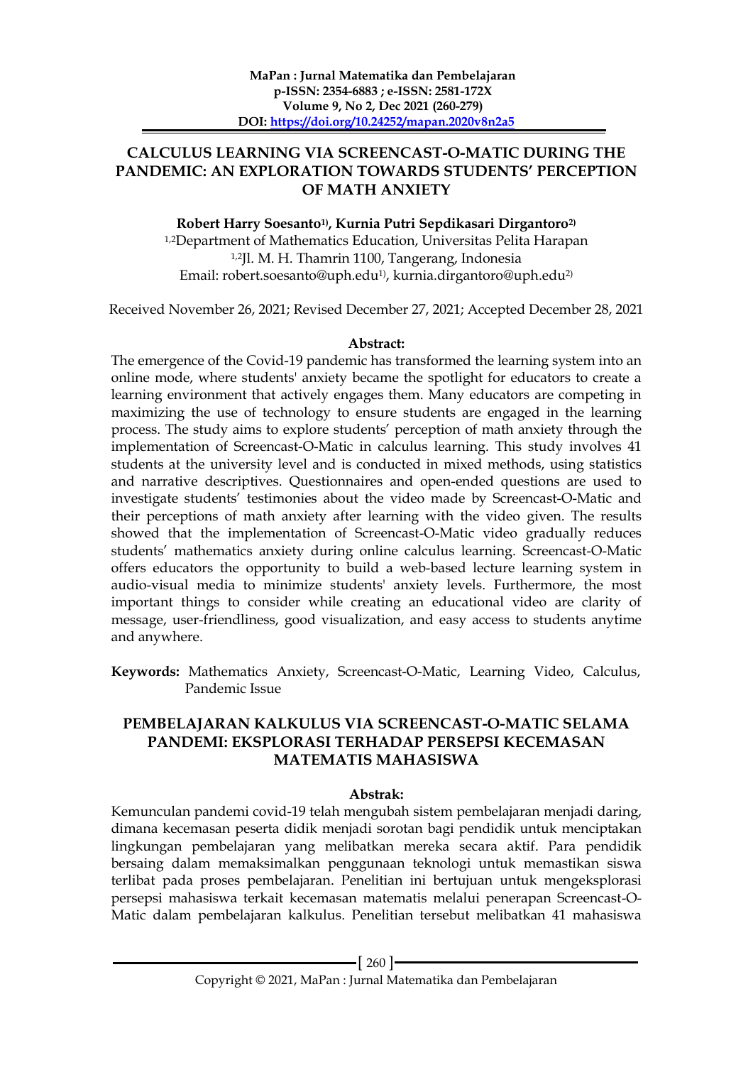# CALCULUS LEARNING VIA SCREENCAST-O-MATIC DURING THE PANDEMIC: AN EXPLORATION TOWARDS STUDENTS' PERCEPTION OF MATH ANXIETY

**Robert Harry Soesanto[1], Kurnia Putri Sepdikasari Dirgantoro[2]**

[1,2]Department of Mathematics Education, Universitas Pelita Harapan
[1,2]Jl. M. H. Thamrin 1100, Tangerang, Indonesia
Email: robert.soesanto@uph.edu[1], kurnia.dirgantoro@uph.edu[2]

Received November 26, 2021; Revised December 27, 2021; Accepted December 28, 2021

**Abstract:**

The emergence of the Covid-19 pandemic has transformed the learning system into an online mode, where students' anxiety became the spotlight for educators to create a learning environment that actively engages them. Many educators are competing in maximizing the use of technology to ensure students are engaged in the learning process. The study aims to explore students' perception of math anxiety through the implementation of Screencast-O-Matic in calculus learning. This study involves 41 students at the university level and is conducted in mixed methods, using statistics and narrative descriptives. Questionnaires and open-ended questions are used to investigate students' testimonies about the video made by Screencast-O-Matic and their perceptions of math anxiety after learning with the video given. The results showed that the implementation of Screencast-O-Matic video gradually reduces students' mathematics anxiety during online calculus learning. Screencast-O-Matic offers educators the opportunity to build a web-based lecture learning system in audio-visual media to minimize students' anxiety levels. Furthermore, the most important things to consider while creating an educational video are clarity of message, user-friendliness, good visualization, and easy access to students anytime and anywhere.

**Keywords:** Mathematics Anxiety, Screencast-O-Matic, Learning Video, Calculus, Pandemic Issue

# PEMBELAJARAN KALKULUS VIA SCREENCAST-O-MATIC SELAMA PANDEMI: EKSPLORASI TERHADAP PERSEPSI KECEMASAN MATEMATIS MAHASISWA

**Abstrak:**

Kemunculan pandemi covid-19 telah mengubah sistem pembelajaran menjadi daring, dimana kecemasan peserta didik menjadi sorotan bagi pendidik untuk menciptakan lingkungan pembelajaran yang melibatkan mereka secara aktif. Para pendidik bersaing dalam memaksimalkan penggunaan teknologi untuk memastikan siswa terlibat pada proses pembelajaran. Penelitian ini bertujuan untuk mengeksplorasi persepsi mahasiswa terkait kecemasan matematis melalui penerapan Screencast-O-Matic dalam pembelajaran kalkulus. Penelitian tersebut melibatkan 41 mahasiswa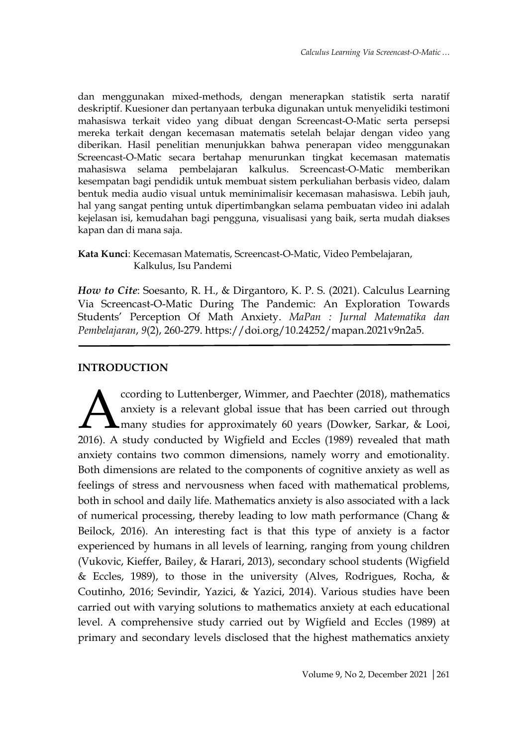dan menggunakan mixed-methods, dengan menerapkan statistik serta naratif deskriptif. Kuesioner dan pertanyaan terbuka digunakan untuk menyelidiki testimoni mahasiswa terkait video yang dibuat dengan Screencast-O-Matic serta persepsi mereka terkait dengan kecemasan matematis setelah belajar dengan video yang diberikan. Hasil penelitian menunjukkan bahwa penerapan video menggunakan Screencast-O-Matic secara bertahap menurunkan tingkat kecemasan matematis mahasiswa selama pembelajaran kalkulus. Screencast-O-Matic memberikan kesempatan bagi pendidik untuk membuat sistem perkuliahan berbasis video, dalam bentuk media audio visual untuk meminimalisir kecemasan mahasiswa. Lebih jauh, hal yang sangat penting untuk dipertimbangkan selama pembuatan video ini adalah kejelasan isi, kemudahan bagi pengguna, visualisasi yang baik, serta mudah diakses kapan dan di mana saja.

**Kata Kunci**: Kecemasan Matematis, Screencast-O-Matic, Video Pembelajaran, Kalkulus, Isu Pandemi

***How to Cite***: Soesanto, R. H., & Dirgantoro, K. P. S. (2021). Calculus Learning Via Screencast-O-Matic During The Pandemic: An Exploration Towards Students' Perception Of Math Anxiety. *MaPan : Jurnal Matematika dan Pembelajaran*, *9*(2), 260-279. https://doi.org/10.24252/mapan.2021v9n2a5.

---

## INTRODUCTION

According to Luttenberger, Wimmer, and Paechter (2018), mathematics anxiety is a relevant global issue that has been carried out through many studies for approximately 60 years (Dowker, Sarkar, & Looi, 2016). A study conducted by Wigfield and Eccles (1989) revealed that math anxiety contains two common dimensions, namely worry and emotionality. Both dimensions are related to the components of cognitive anxiety as well as feelings of stress and nervousness when faced with mathematical problems, both in school and daily life. Mathematics anxiety is also associated with a lack of numerical processing, thereby leading to low math performance (Chang & Beilock, 2016). An interesting fact is that this type of anxiety is a factor experienced by humans in all levels of learning, ranging from young children (Vukovic, Kieffer, Bailey, & Harari, 2013), secondary school students (Wigfield & Eccles, 1989), to those in the university (Alves, Rodrigues, Rocha, & Coutinho, 2016; Sevindir, Yazici, & Yazici, 2014). Various studies have been carried out with varying solutions to mathematics anxiety at each educational level. A comprehensive study carried out by Wigfield and Eccles (1989) at primary and secondary levels disclosed that the highest mathematics anxiety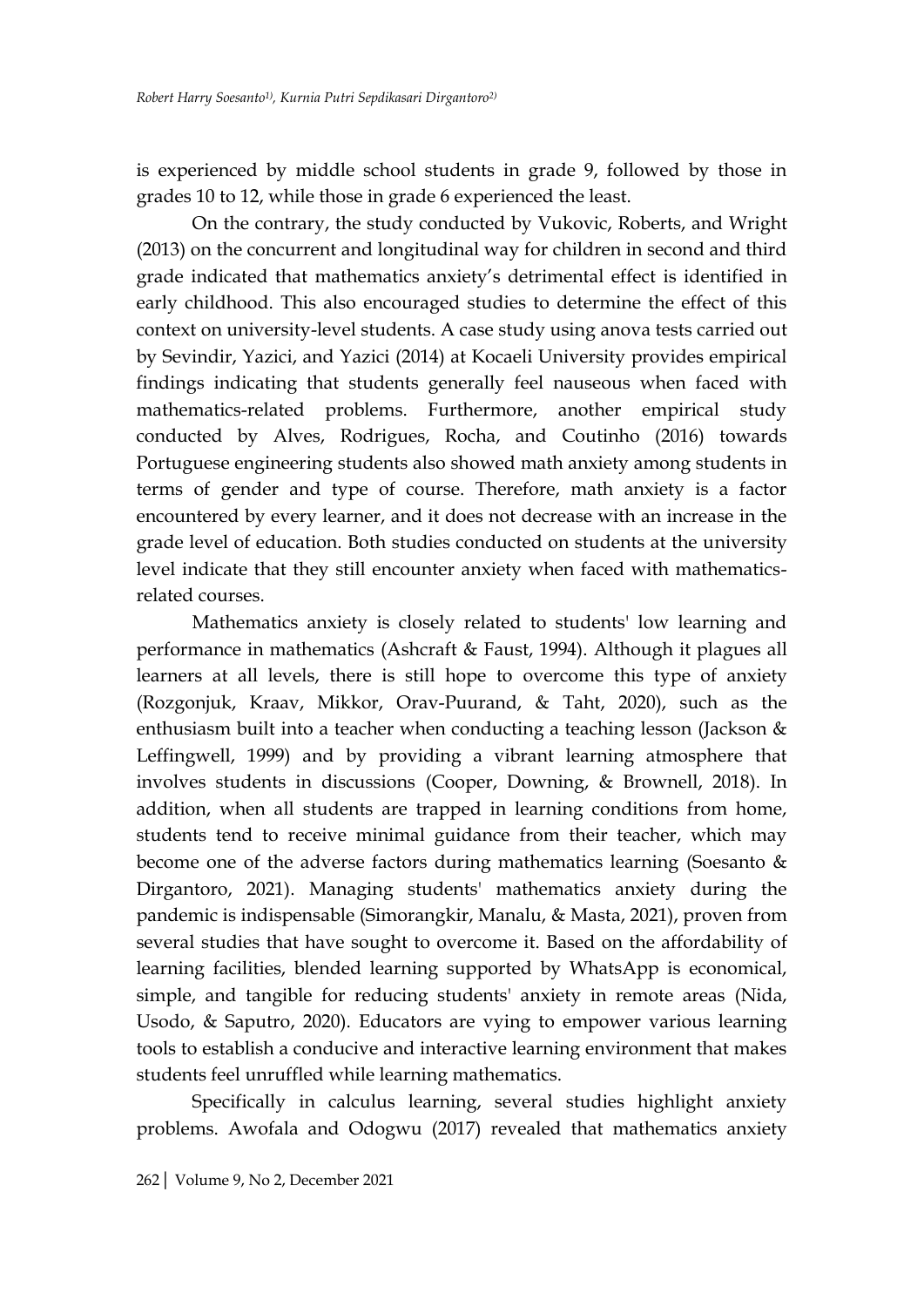is experienced by middle school students in grade 9, followed by those in grades 10 to 12, while those in grade 6 experienced the least.

On the contrary, the study conducted by Vukovic, Roberts, and Wright (2013) on the concurrent and longitudinal way for children in second and third grade indicated that mathematics anxiety's detrimental effect is identified in early childhood. This also encouraged studies to determine the effect of this context on university-level students. A case study using anova tests carried out by Sevindir, Yazici, and Yazici (2014) at Kocaeli University provides empirical findings indicating that students generally feel nauseous when faced with mathematics-related problems. Furthermore, another empirical study conducted by Alves, Rodrigues, Rocha, and Coutinho (2016) towards Portuguese engineering students also showed math anxiety among students in terms of gender and type of course. Therefore, math anxiety is a factor encountered by every learner, and it does not decrease with an increase in the grade level of education. Both studies conducted on students at the university level indicate that they still encounter anxiety when faced with mathematics-related courses.

Mathematics anxiety is closely related to students' low learning and performance in mathematics (Ashcraft & Faust, 1994). Although it plagues all learners at all levels, there is still hope to overcome this type of anxiety (Rozgonjuk, Kraav, Mikkor, Orav-Puurand, & Taht, 2020), such as the enthusiasm built into a teacher when conducting a teaching lesson (Jackson & Leffingwell, 1999) and by providing a vibrant learning atmosphere that involves students in discussions (Cooper, Downing, & Brownell, 2018). In addition, when all students are trapped in learning conditions from home, students tend to receive minimal guidance from their teacher, which may become one of the adverse factors during mathematics learning (Soesanto & Dirgantoro, 2021). Managing students' mathematics anxiety during the pandemic is indispensable (Simorangkir, Manalu, & Masta, 2021), proven from several studies that have sought to overcome it. Based on the affordability of learning facilities, blended learning supported by WhatsApp is economical, simple, and tangible for reducing students' anxiety in remote areas (Nida, Usodo, & Saputro, 2020). Educators are vying to empower various learning tools to establish a conducive and interactive learning environment that makes students feel unruffled while learning mathematics.

Specifically in calculus learning, several studies highlight anxiety problems. Awofala and Odogwu (2017) revealed that mathematics anxiety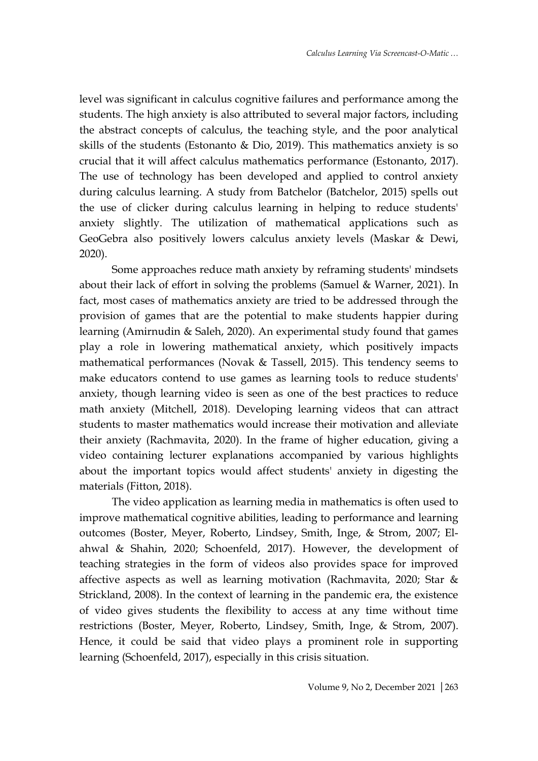level was significant in calculus cognitive failures and performance among the students. The high anxiety is also attributed to several major factors, including the abstract concepts of calculus, the teaching style, and the poor analytical skills of the students (Estonanto & Dio, 2019). This mathematics anxiety is so crucial that it will affect calculus mathematics performance (Estonanto, 2017). The use of technology has been developed and applied to control anxiety during calculus learning. A study from Batchelor (Batchelor, 2015) spells out the use of clicker during calculus learning in helping to reduce students' anxiety slightly. The utilization of mathematical applications such as GeoGebra also positively lowers calculus anxiety levels (Maskar & Dewi, 2020).

Some approaches reduce math anxiety by reframing students' mindsets about their lack of effort in solving the problems (Samuel & Warner, 2021). In fact, most cases of mathematics anxiety are tried to be addressed through the provision of games that are the potential to make students happier during learning (Amirnudin & Saleh, 2020). An experimental study found that games play a role in lowering mathematical anxiety, which positively impacts mathematical performances (Novak & Tassell, 2015). This tendency seems to make educators contend to use games as learning tools to reduce students' anxiety, though learning video is seen as one of the best practices to reduce math anxiety (Mitchell, 2018). Developing learning videos that can attract students to master mathematics would increase their motivation and alleviate their anxiety (Rachmavita, 2020). In the frame of higher education, giving a video containing lecturer explanations accompanied by various highlights about the important topics would affect students' anxiety in digesting the materials (Fitton, 2018).

The video application as learning media in mathematics is often used to improve mathematical cognitive abilities, leading to performance and learning outcomes (Boster, Meyer, Roberto, Lindsey, Smith, Inge, & Strom, 2007; El-ahwal & Shahin, 2020; Schoenfeld, 2017). However, the development of teaching strategies in the form of videos also provides space for improved affective aspects as well as learning motivation (Rachmavita, 2020; Star & Strickland, 2008). In the context of learning in the pandemic era, the existence of video gives students the flexibility to access at any time without time restrictions (Boster, Meyer, Roberto, Lindsey, Smith, Inge, & Strom, 2007). Hence, it could be said that video plays a prominent role in supporting learning (Schoenfeld, 2017), especially in this crisis situation.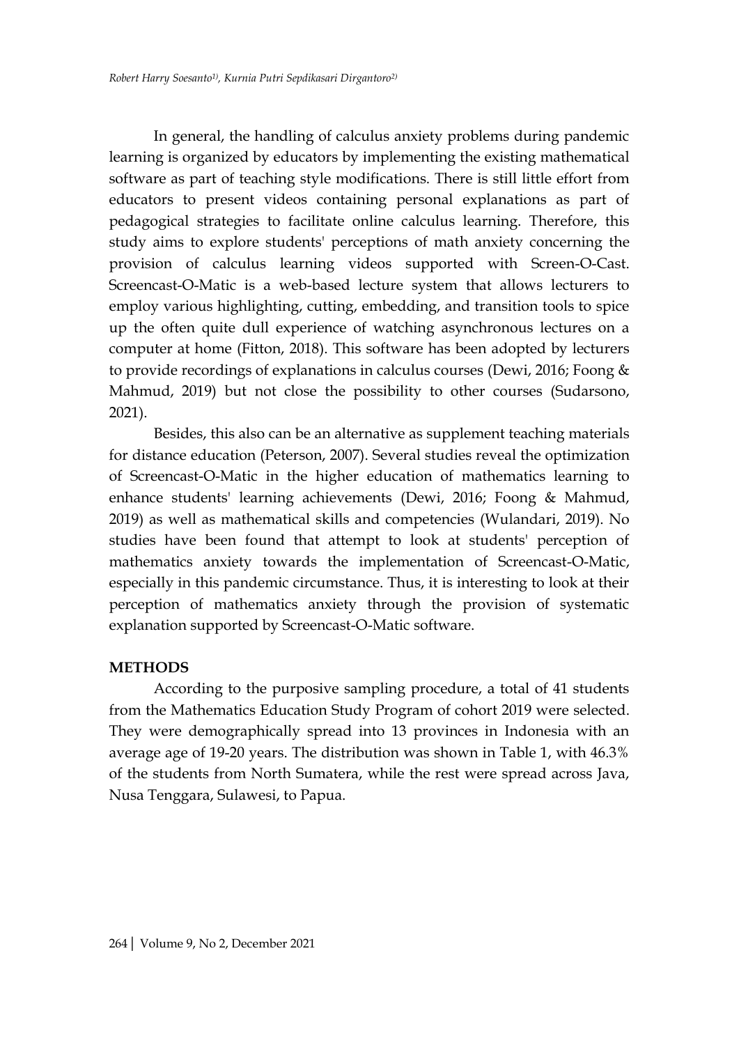In general, the handling of calculus anxiety problems during pandemic learning is organized by educators by implementing the existing mathematical software as part of teaching style modifications. There is still little effort from educators to present videos containing personal explanations as part of pedagogical strategies to facilitate online calculus learning. Therefore, this study aims to explore students' perceptions of math anxiety concerning the provision of calculus learning videos supported with Screen-O-Cast. Screencast-O-Matic is a web-based lecture system that allows lecturers to employ various highlighting, cutting, embedding, and transition tools to spice up the often quite dull experience of watching asynchronous lectures on a computer at home (Fitton, 2018). This software has been adopted by lecturers to provide recordings of explanations in calculus courses (Dewi, 2016; Foong & Mahmud, 2019) but not close the possibility to other courses (Sudarsono, 2021).

Besides, this also can be an alternative as supplement teaching materials for distance education (Peterson, 2007). Several studies reveal the optimization of Screencast-O-Matic in the higher education of mathematics learning to enhance students' learning achievements (Dewi, 2016; Foong & Mahmud, 2019) as well as mathematical skills and competencies (Wulandari, 2019). No studies have been found that attempt to look at students' perception of mathematics anxiety towards the implementation of Screencast-O-Matic, especially in this pandemic circumstance. Thus, it is interesting to look at their perception of mathematics anxiety through the provision of systematic explanation supported by Screencast-O-Matic software.

## METHODS

According to the purposive sampling procedure, a total of 41 students from the Mathematics Education Study Program of cohort 2019 were selected. They were demographically spread into 13 provinces in Indonesia with an average age of 19-20 years. The distribution was shown in Table 1, with 46.3% of the students from North Sumatera, while the rest were spread across Java, Nusa Tenggara, Sulawesi, to Papua.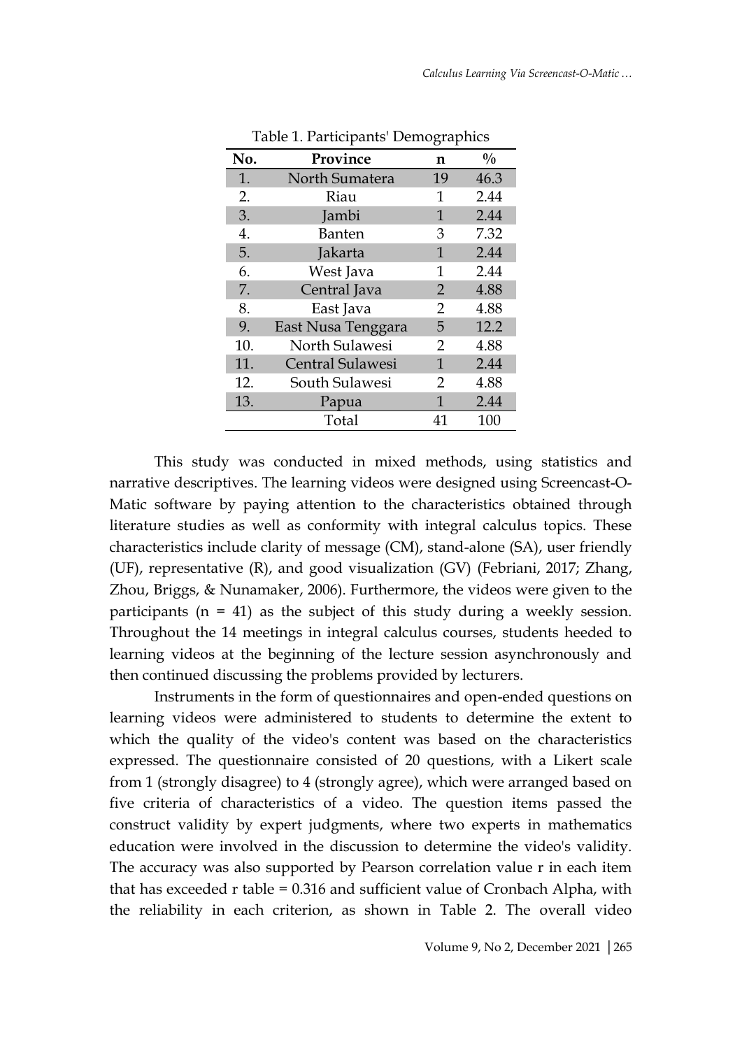Table 1. Participants' Demographics

| No. | Province | n | % |
|---|---|---|---|
| 1. | North Sumatera | 19 | 46.3 |
| 2. | Riau | 1 | 2.44 |
| 3. | Jambi | 1 | 2.44 |
| 4. | Banten | 3 | 7.32 |
| 5. | Jakarta | 1 | 2.44 |
| 6. | West Java | 1 | 2.44 |
| 7. | Central Java | 2 | 4.88 |
| 8. | East Java | 2 | 4.88 |
| 9. | East Nusa Tenggara | 5 | 12.2 |
| 10. | North Sulawesi | 2 | 4.88 |
| 11. | Central Sulawesi | 1 | 2.44 |
| 12. | South Sulawesi | 2 | 4.88 |
| 13. | Papua | 1 | 2.44 |
| | Total | 41 | 100 |

This study was conducted in mixed methods, using statistics and narrative descriptives. The learning videos were designed using Screencast-O-Matic software by paying attention to the characteristics obtained through literature studies as well as conformity with integral calculus topics. These characteristics include clarity of message (CM), stand-alone (SA), user friendly (UF), representative (R), and good visualization (GV) (Febriani, 2017; Zhang, Zhou, Briggs, & Nunamaker, 2006). Furthermore, the videos were given to the participants ($n = 41$) as the subject of this study during a weekly session. Throughout the 14 meetings in integral calculus courses, students heeded to learning videos at the beginning of the lecture session asynchronously and then continued discussing the problems provided by lecturers.

Instruments in the form of questionnaires and open-ended questions on learning videos were administered to students to determine the extent to which the quality of the video's content was based on the characteristics expressed. The questionnaire consisted of 20 questions, with a Likert scale from 1 (strongly disagree) to 4 (strongly agree), which were arranged based on five criteria of characteristics of a video. The question items passed the construct validity by expert judgments, where two experts in mathematics education were involved in the discussion to determine the video's validity. The accuracy was also supported by Pearson correlation value r in each item that has exceeded r table = 0.316 and sufficient value of Cronbach Alpha, with the reliability in each criterion, as shown in Table 2. The overall video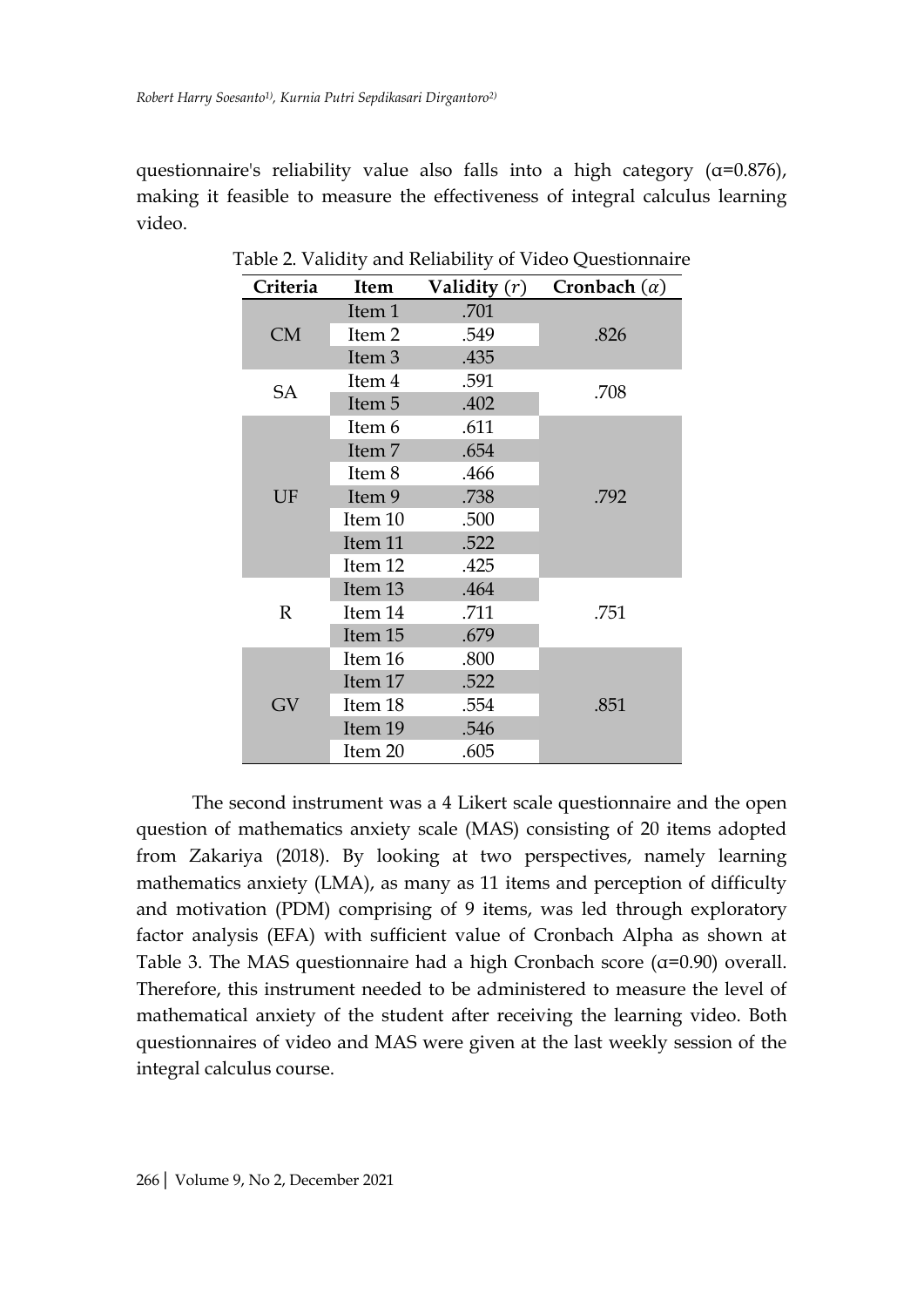questionnaire's reliability value also falls into a high category (α=0.876), making it feasible to measure the effectiveness of integral calculus learning video.

Table 2. Validity and Reliability of Video Questionnaire

| Criteria | Item | Validity ($r$) | Cronbach ($\alpha$) |
|---|---|---|---|
| CM | Item 1 | .701 | .826 |
| | Item 2 | .549 | |
| | Item 3 | .435 | |
| SA | Item 4 | .591 | .708 |
| | Item 5 | .402 | |
| UF | Item 6 | .611 | .792 |
| | Item 7 | .654 | |
| | Item 8 | .466 | |
| | Item 9 | .738 | |
| | Item 10 | .500 | |
| | Item 11 | .522 | |
| | Item 12 | .425 | |
| R | Item 13 | .464 | .751 |
| | Item 14 | .711 | |
| | Item 15 | .679 | |
| GV | Item 16 | .800 | .851 |
| | Item 17 | .522 | |
| | Item 18 | .554 | |
| | Item 19 | .546 | |
| | Item 20 | .605 | |

The second instrument was a 4 Likert scale questionnaire and the open question of mathematics anxiety scale (MAS) consisting of 20 items adopted from Zakariya (2018). By looking at two perspectives, namely learning mathematics anxiety (LMA), as many as 11 items and perception of difficulty and motivation (PDM) comprising of 9 items, was led through exploratory factor analysis (EFA) with sufficient value of Cronbach Alpha as shown at Table 3. The MAS questionnaire had a high Cronbach score (α=0.90) overall. Therefore, this instrument needed to be administered to measure the level of mathematical anxiety of the student after receiving the learning video. Both questionnaires of video and MAS were given at the last weekly session of the integral calculus course.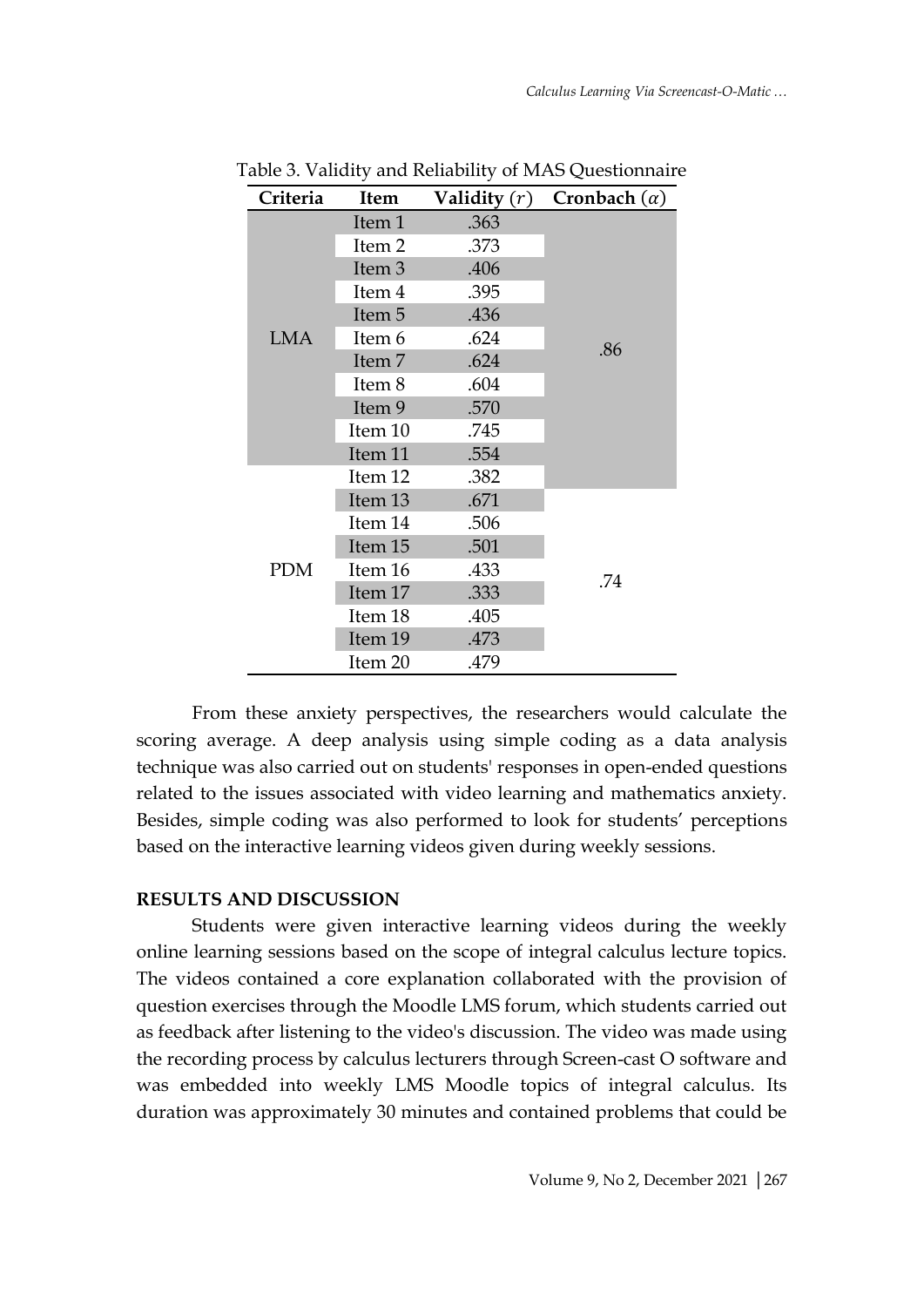Table 3. Validity and Reliability of MAS Questionnaire

| Criteria | Item | Validity ($r$) | Cronbach ($\alpha$) |
|---|---|---|---|
| LMA | Item 1 | .363 | .86 |
| | Item 2 | .373 | |
| | Item 3 | .406 | |
| | Item 4 | .395 | |
| | Item 5 | .436 | |
| | Item 6 | .624 | |
| | Item 7 | .624 | |
| | Item 8 | .604 | |
| | Item 9 | .570 | |
| | Item 10 | .745 | |
| | Item 11 | .554 | |
| PDM | Item 12 | .382 | |
| | Item 13 | .671 | .74 |
| | Item 14 | .506 | |
| | Item 15 | .501 | |
| | Item 16 | .433 | |
| | Item 17 | .333 | |
| | Item 18 | .405 | |
| | Item 19 | .473 | |
| | Item 20 | .479 | |

From these anxiety perspectives, the researchers would calculate the scoring average. A deep analysis using simple coding as a data analysis technique was also carried out on students' responses in open-ended questions related to the issues associated with video learning and mathematics anxiety. Besides, simple coding was also performed to look for students' perceptions based on the interactive learning videos given during weekly sessions.

## RESULTS AND DISCUSSION

Students were given interactive learning videos during the weekly online learning sessions based on the scope of integral calculus lecture topics. The videos contained a core explanation collaborated with the provision of question exercises through the Moodle LMS forum, which students carried out as feedback after listening to the video's discussion. The video was made using the recording process by calculus lecturers through Screen-cast O software and was embedded into weekly LMS Moodle topics of integral calculus. Its duration was approximately 30 minutes and contained problems that could be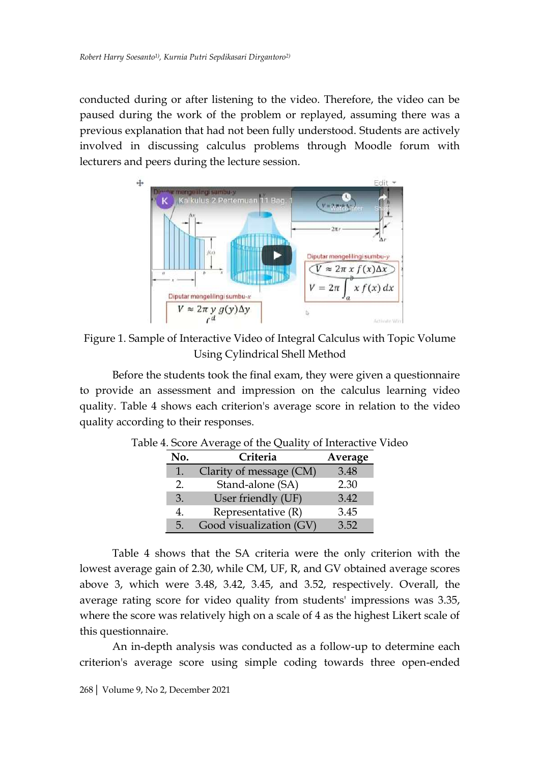conducted during or after listening to the video. Therefore, the video can be paused during the work of the problem or replayed, assuming there was a previous explanation that had not been fully understood. Students are actively involved in discussing calculus problems through Moodle forum with lecturers and peers during the lecture session.

Figure 1. Sample of Interactive Video of Integral Calculus with Topic Volume Using Cylindrical Shell Method

Before the students took the final exam, they were given a questionnaire to provide an assessment and impression on the calculus learning video quality. Table 4 shows each criterion's average score in relation to the video quality according to their responses.

Table 4. Score Average of the Quality of Interactive Video

| No. | Criteria | Average |
|---|---|---|
| 1. | Clarity of message (CM) | 3.48 |
| 2. | Stand-alone (SA) | 2.30 |
| 3. | User friendly (UF) | 3.42 |
| 4. | Representative (R) | 3.45 |
| 5. | Good visualization (GV) | 3.52 |

Table 4 shows that the SA criteria were the only criterion with the lowest average gain of 2.30, while CM, UF, R, and GV obtained average scores above 3, which were 3.48, 3.42, 3.45, and 3.52, respectively. Overall, the average rating score for video quality from students' impressions was 3.35, where the score was relatively high on a scale of 4 as the highest Likert scale of this questionnaire.

An in-depth analysis was conducted as a follow-up to determine each criterion's average score using simple coding towards three open-ended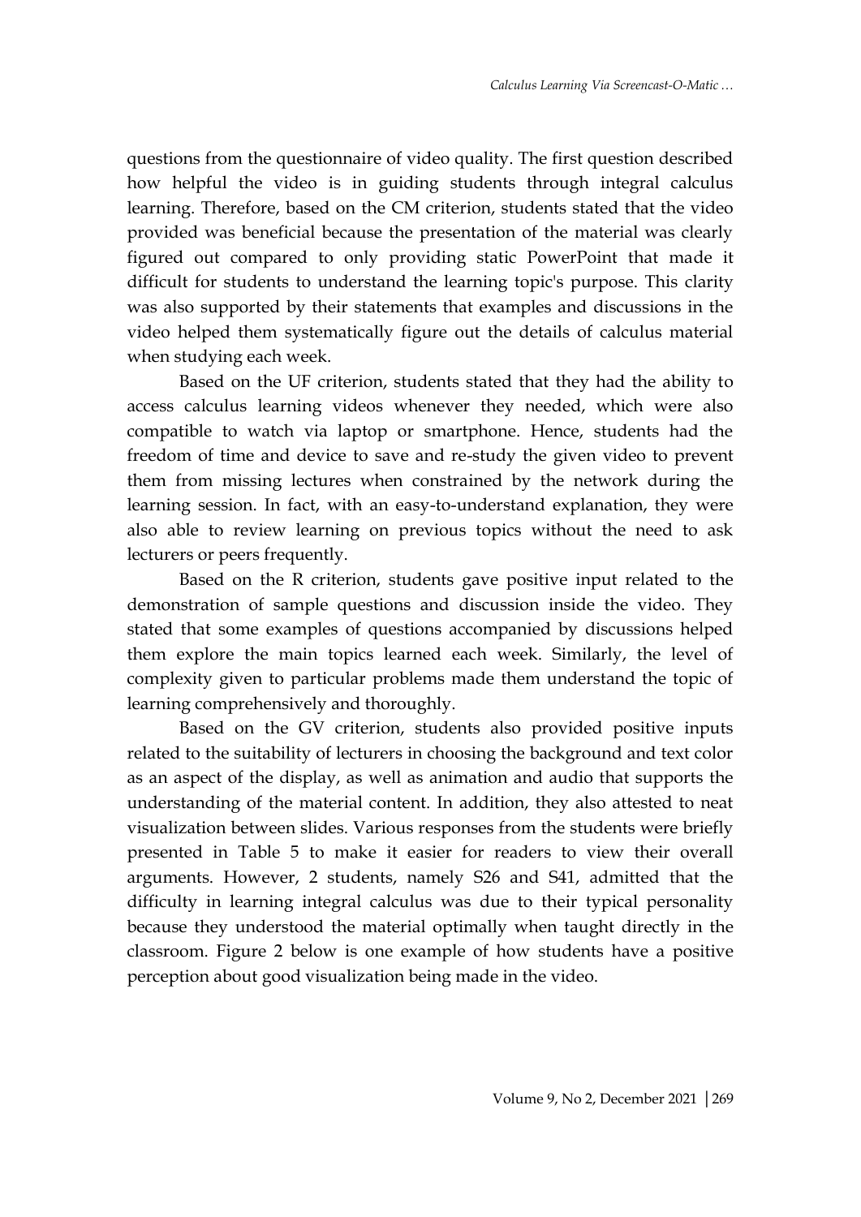questions from the questionnaire of video quality. The first question described how helpful the video is in guiding students through integral calculus learning. Therefore, based on the CM criterion, students stated that the video provided was beneficial because the presentation of the material was clearly figured out compared to only providing static PowerPoint that made it difficult for students to understand the learning topic's purpose. This clarity was also supported by their statements that examples and discussions in the video helped them systematically figure out the details of calculus material when studying each week.

Based on the UF criterion, students stated that they had the ability to access calculus learning videos whenever they needed, which were also compatible to watch via laptop or smartphone. Hence, students had the freedom of time and device to save and re-study the given video to prevent them from missing lectures when constrained by the network during the learning session. In fact, with an easy-to-understand explanation, they were also able to review learning on previous topics without the need to ask lecturers or peers frequently.

Based on the R criterion, students gave positive input related to the demonstration of sample questions and discussion inside the video. They stated that some examples of questions accompanied by discussions helped them explore the main topics learned each week. Similarly, the level of complexity given to particular problems made them understand the topic of learning comprehensively and thoroughly.

Based on the GV criterion, students also provided positive inputs related to the suitability of lecturers in choosing the background and text color as an aspect of the display, as well as animation and audio that supports the understanding of the material content. In addition, they also attested to neat visualization between slides. Various responses from the students were briefly presented in Table 5 to make it easier for readers to view their overall arguments. However, 2 students, namely S26 and S41, admitted that the difficulty in learning integral calculus was due to their typical personality because they understood the material optimally when taught directly in the classroom. Figure 2 below is one example of how students have a positive perception about good visualization being made in the video.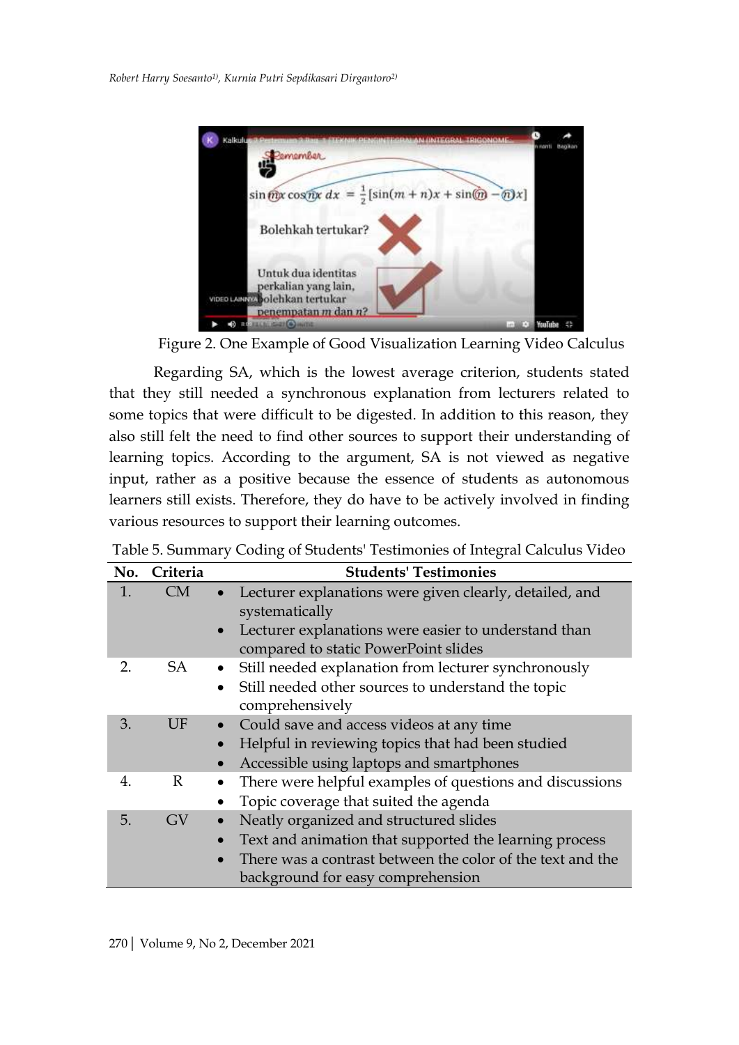Figure 2. One Example of Good Visualization Learning Video Calculus

Regarding SA, which is the lowest average criterion, students stated that they still needed a synchronous explanation from lecturers related to some topics that were difficult to be digested. In addition to this reason, they also still felt the need to find other sources to support their understanding of learning topics. According to the argument, SA is not viewed as negative input, rather as a positive because the essence of students as autonomous learners still exists. Therefore, they do have to be actively involved in finding various resources to support their learning outcomes.

Table 5. Summary Coding of Students' Testimonies of Integral Calculus Video

| No. | Criteria | Students' Testimonies |
|---|---|---|
| 1. | CM | • Lecturer explanations were given clearly, detailed, and systematically<br>• Lecturer explanations were easier to understand than compared to static PowerPoint slides |
| 2. | SA | • Still needed explanation from lecturer synchronously<br>• Still needed other sources to understand the topic comprehensively |
| 3. | UF | • Could save and access videos at any time<br>• Helpful in reviewing topics that had been studied<br>• Accessible using laptops and smartphones |
| 4. | R | • There were helpful examples of questions and discussions<br>• Topic coverage that suited the agenda |
| 5. | GV | • Neatly organized and structured slides<br>• Text and animation that supported the learning process<br>• There was a contrast between the color of the text and the background for easy comprehension |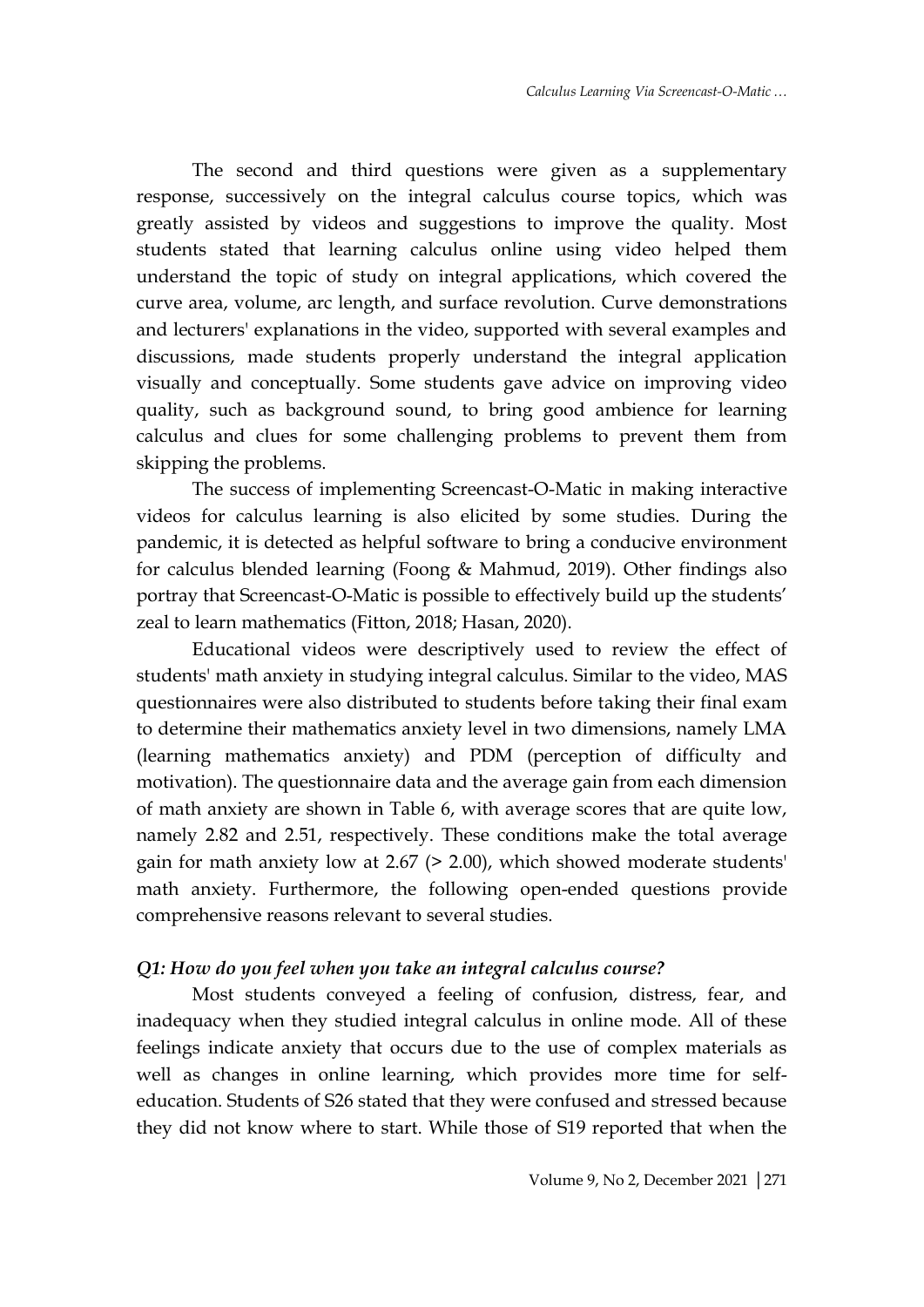The second and third questions were given as a supplementary response, successively on the integral calculus course topics, which was greatly assisted by videos and suggestions to improve the quality. Most students stated that learning calculus online using video helped them understand the topic of study on integral applications, which covered the curve area, volume, arc length, and surface revolution. Curve demonstrations and lecturers' explanations in the video, supported with several examples and discussions, made students properly understand the integral application visually and conceptually. Some students gave advice on improving video quality, such as background sound, to bring good ambience for learning calculus and clues for some challenging problems to prevent them from skipping the problems.

The success of implementing Screencast-O-Matic in making interactive videos for calculus learning is also elicited by some studies. During the pandemic, it is detected as helpful software to bring a conducive environment for calculus blended learning (Foong & Mahmud, 2019). Other findings also portray that Screencast-O-Matic is possible to effectively build up the students' zeal to learn mathematics (Fitton, 2018; Hasan, 2020).

Educational videos were descriptively used to review the effect of students' math anxiety in studying integral calculus. Similar to the video, MAS questionnaires were also distributed to students before taking their final exam to determine their mathematics anxiety level in two dimensions, namely LMA (learning mathematics anxiety) and PDM (perception of difficulty and motivation). The questionnaire data and the average gain from each dimension of math anxiety are shown in Table 6, with average scores that are quite low, namely 2.82 and 2.51, respectively. These conditions make the total average gain for math anxiety low at 2.67 (> 2.00), which showed moderate students' math anxiety. Furthermore, the following open-ended questions provide comprehensive reasons relevant to several studies.

***Q1: How do you feel when you take an integral calculus course?***

Most students conveyed a feeling of confusion, distress, fear, and inadequacy when they studied integral calculus in online mode. All of these feelings indicate anxiety that occurs due to the use of complex materials as well as changes in online learning, which provides more time for self-education. Students of S26 stated that they were confused and stressed because they did not know where to start. While those of S19 reported that when the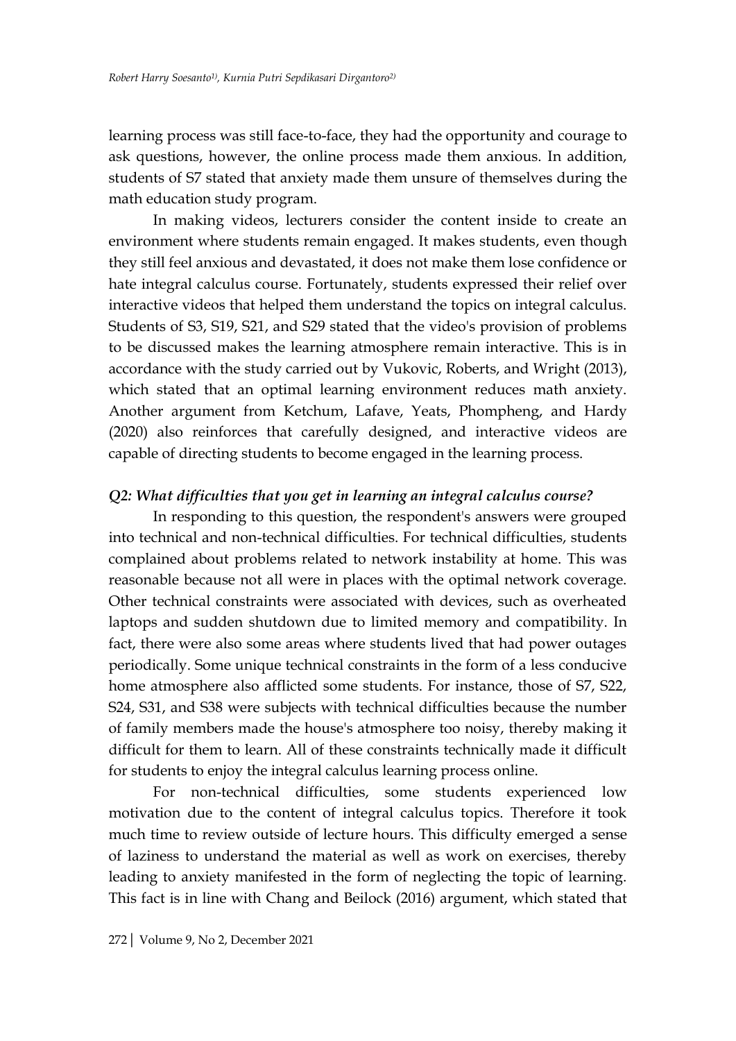learning process was still face-to-face, they had the opportunity and courage to ask questions, however, the online process made them anxious. In addition, students of S7 stated that anxiety made them unsure of themselves during the math education study program.

In making videos, lecturers consider the content inside to create an environment where students remain engaged. It makes students, even though they still feel anxious and devastated, it does not make them lose confidence or hate integral calculus course. Fortunately, students expressed their relief over interactive videos that helped them understand the topics on integral calculus. Students of S3, S19, S21, and S29 stated that the video's provision of problems to be discussed makes the learning atmosphere remain interactive. This is in accordance with the study carried out by Vukovic, Roberts, and Wright (2013), which stated that an optimal learning environment reduces math anxiety. Another argument from Ketchum, Lafave, Yeats, Phompheng, and Hardy (2020) also reinforces that carefully designed, and interactive videos are capable of directing students to become engaged in the learning process.

***Q2: What difficulties that you get in learning an integral calculus course?***

In responding to this question, the respondent's answers were grouped into technical and non-technical difficulties. For technical difficulties, students complained about problems related to network instability at home. This was reasonable because not all were in places with the optimal network coverage. Other technical constraints were associated with devices, such as overheated laptops and sudden shutdown due to limited memory and compatibility. In fact, there were also some areas where students lived that had power outages periodically. Some unique technical constraints in the form of a less conducive home atmosphere also afflicted some students. For instance, those of S7, S22, S24, S31, and S38 were subjects with technical difficulties because the number of family members made the house's atmosphere too noisy, thereby making it difficult for them to learn. All of these constraints technically made it difficult for students to enjoy the integral calculus learning process online.

For non-technical difficulties, some students experienced low motivation due to the content of integral calculus topics. Therefore it took much time to review outside of lecture hours. This difficulty emerged a sense of laziness to understand the material as well as work on exercises, thereby leading to anxiety manifested in the form of neglecting the topic of learning. This fact is in line with Chang and Beilock (2016) argument, which stated that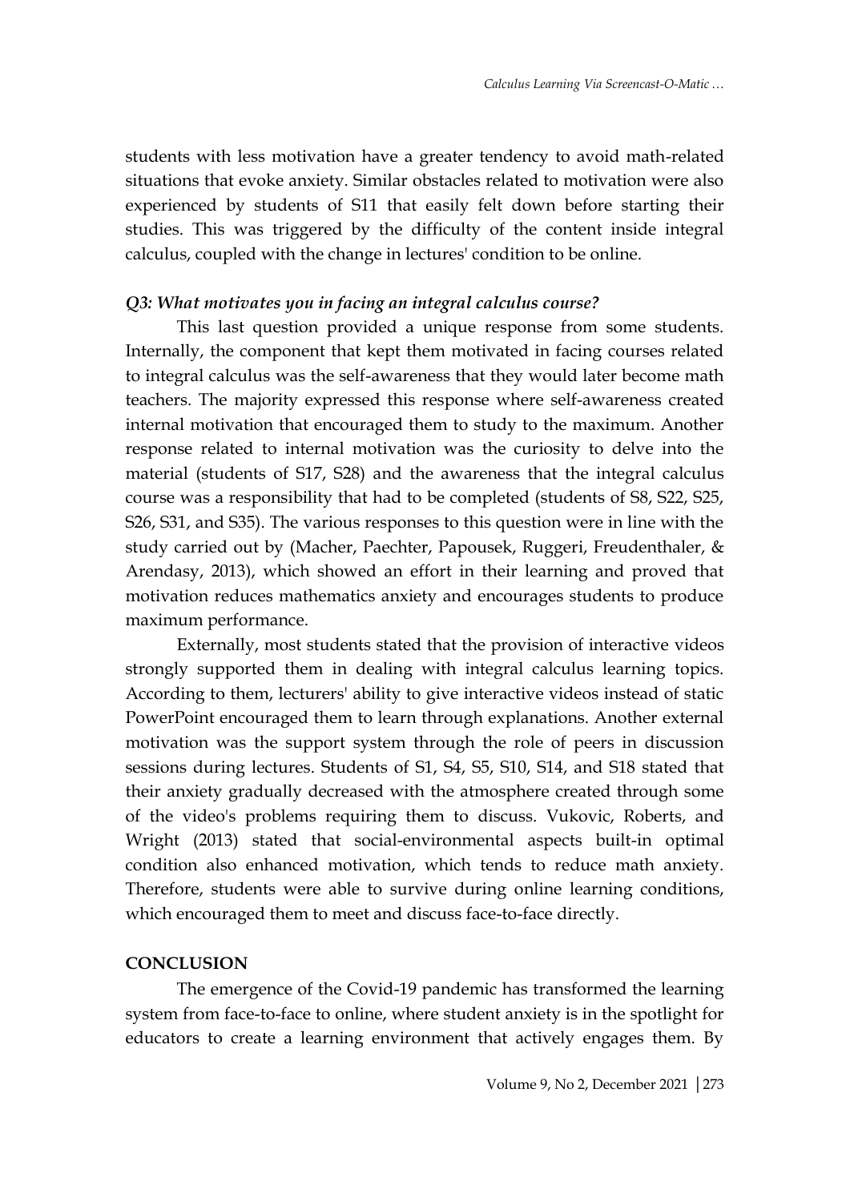students with less motivation have a greater tendency to avoid math-related situations that evoke anxiety. Similar obstacles related to motivation were also experienced by students of S11 that easily felt down before starting their studies. This was triggered by the difficulty of the content inside integral calculus, coupled with the change in lectures' condition to be online.

### *Q3: What motivates you in facing an integral calculus course?*

This last question provided a unique response from some students. Internally, the component that kept them motivated in facing courses related to integral calculus was the self-awareness that they would later become math teachers. The majority expressed this response where self-awareness created internal motivation that encouraged them to study to the maximum. Another response related to internal motivation was the curiosity to delve into the material (students of S17, S28) and the awareness that the integral calculus course was a responsibility that had to be completed (students of S8, S22, S25, S26, S31, and S35). The various responses to this question were in line with the study carried out by (Macher, Paechter, Papousek, Ruggeri, Freudenthaler, & Arendasy, 2013), which showed an effort in their learning and proved that motivation reduces mathematics anxiety and encourages students to produce maximum performance.

Externally, most students stated that the provision of interactive videos strongly supported them in dealing with integral calculus learning topics. According to them, lecturers' ability to give interactive videos instead of static PowerPoint encouraged them to learn through explanations. Another external motivation was the support system through the role of peers in discussion sessions during lectures. Students of S1, S4, S5, S10, S14, and S18 stated that their anxiety gradually decreased with the atmosphere created through some of the video's problems requiring them to discuss. Vukovic, Roberts, and Wright (2013) stated that social-environmental aspects built-in optimal condition also enhanced motivation, which tends to reduce math anxiety. Therefore, students were able to survive during online learning conditions, which encouraged them to meet and discuss face-to-face directly.

## CONCLUSION

The emergence of the Covid-19 pandemic has transformed the learning system from face-to-face to online, where student anxiety is in the spotlight for educators to create a learning environment that actively engages them. By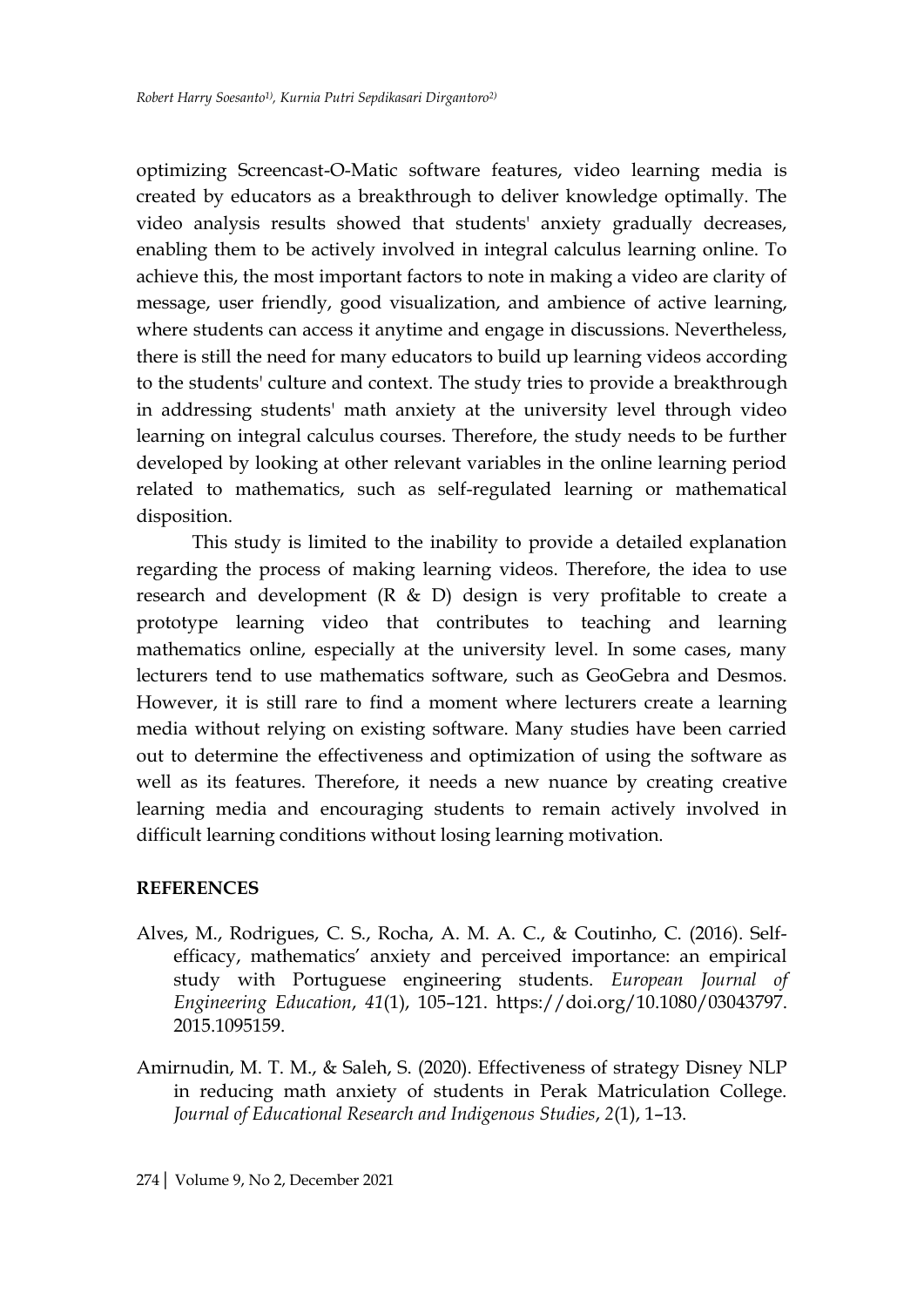optimizing Screencast-O-Matic software features, video learning media is created by educators as a breakthrough to deliver knowledge optimally. The video analysis results showed that students' anxiety gradually decreases, enabling them to be actively involved in integral calculus learning online. To achieve this, the most important factors to note in making a video are clarity of message, user friendly, good visualization, and ambience of active learning, where students can access it anytime and engage in discussions. Nevertheless, there is still the need for many educators to build up learning videos according to the students' culture and context. The study tries to provide a breakthrough in addressing students' math anxiety at the university level through video learning on integral calculus courses. Therefore, the study needs to be further developed by looking at other relevant variables in the online learning period related to mathematics, such as self-regulated learning or mathematical disposition.

This study is limited to the inability to provide a detailed explanation regarding the process of making learning videos. Therefore, the idea to use research and development (R & D) design is very profitable to create a prototype learning video that contributes to teaching and learning mathematics online, especially at the university level. In some cases, many lecturers tend to use mathematics software, such as GeoGebra and Desmos. However, it is still rare to find a moment where lecturers create a learning media without relying on existing software. Many studies have been carried out to determine the effectiveness and optimization of using the software as well as its features. Therefore, it needs a new nuance by creating creative learning media and encouraging students to remain actively involved in difficult learning conditions without losing learning motivation.

## REFERENCES

Alves, M., Rodrigues, C. S., Rocha, A. M. A. C., & Coutinho, C. (2016). Self-efficacy, mathematics' anxiety and perceived importance: an empirical study with Portuguese engineering students. *European Journal of Engineering Education*, *41*(1), 105–121. https://doi.org/10.1080/03043797.2015.1095159.

Amirnudin, M. T. M., & Saleh, S. (2020). Effectiveness of strategy Disney NLP in reducing math anxiety of students in Perak Matriculation College. *Journal of Educational Research and Indigenous Studies*, *2*(1), 1–13.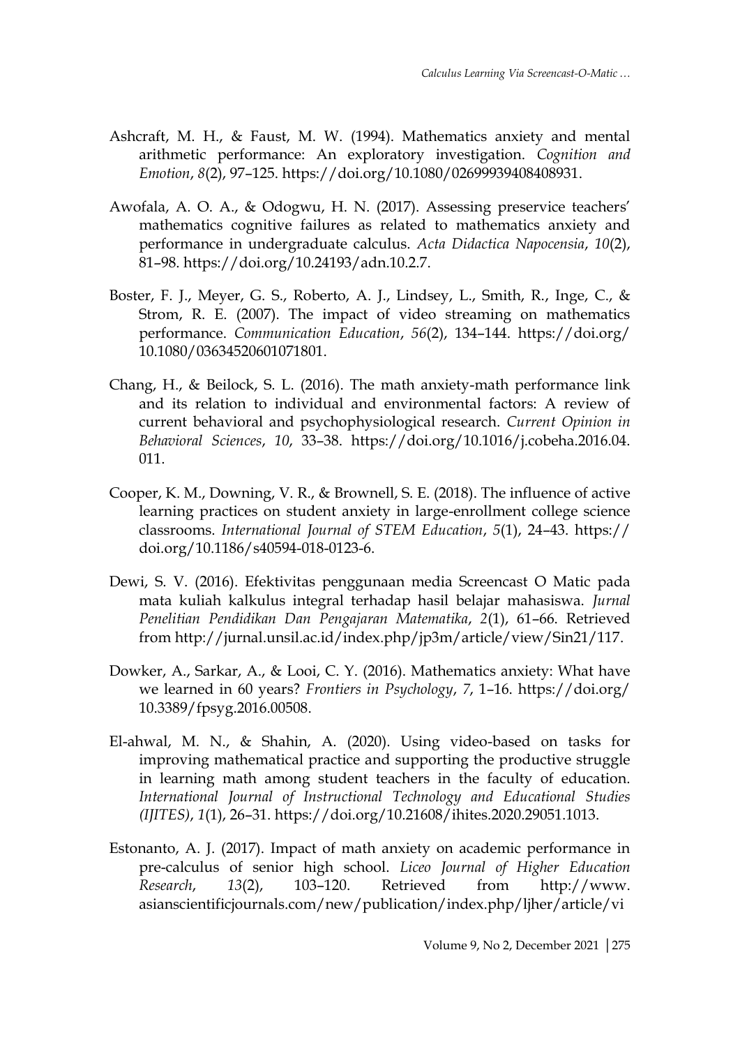Ashcraft, M. H., & Faust, M. W. (1994). Mathematics anxiety and mental arithmetic performance: An exploratory investigation. *Cognition and Emotion*, *8*(2), 97–125. https://doi.org/10.1080/02699939408408931.

Awofala, A. O. A., & Odogwu, H. N. (2017). Assessing preservice teachers' mathematics cognitive failures as related to mathematics anxiety and performance in undergraduate calculus. *Acta Didactica Napocensia*, *10*(2), 81–98. https://doi.org/10.24193/adn.10.2.7.

Boster, F. J., Meyer, G. S., Roberto, A. J., Lindsey, L., Smith, R., Inge, C., & Strom, R. E. (2007). The impact of video streaming on mathematics performance. *Communication Education*, *56*(2), 134–144. https://doi.org/10.1080/03634520601071801.

Chang, H., & Beilock, S. L. (2016). The math anxiety-math performance link and its relation to individual and environmental factors: A review of current behavioral and psychophysiological research. *Current Opinion in Behavioral Sciences*, *10*, 33–38. https://doi.org/10.1016/j.cobeha.2016.04.011.

Cooper, K. M., Downing, V. R., & Brownell, S. E. (2018). The influence of active learning practices on student anxiety in large-enrollment college science classrooms. *International Journal of STEM Education*, *5*(1), 24–43. https://doi.org/10.1186/s40594-018-0123-6.

Dewi, S. V. (2016). Efektivitas penggunaan media Screencast O Matic pada mata kuliah kalkulus integral terhadap hasil belajar mahasiswa. *Jurnal Penelitian Pendidikan Dan Pengajaran Matematika*, *2*(1), 61–66. Retrieved from http://jurnal.unsil.ac.id/index.php/jp3m/article/view/Sin21/117.

Dowker, A., Sarkar, A., & Looi, C. Y. (2016). Mathematics anxiety: What have we learned in 60 years? *Frontiers in Psychology*, *7*, 1–16. https://doi.org/10.3389/fpsyg.2016.00508.

El-ahwal, M. N., & Shahin, A. (2020). Using video-based on tasks for improving mathematical practice and supporting the productive struggle in learning math among student teachers in the faculty of education. *International Journal of Instructional Technology and Educational Studies (IJITES)*, *1*(1), 26–31. https://doi.org/10.21608/ihites.2020.29051.1013.

Estonanto, A. J. (2017). Impact of math anxiety on academic performance in pre-calculus of senior high school. *Liceo Journal of Higher Education Research*, *13*(2), 103–120. Retrieved from http://www.asianscientificjournals.com/new/publication/index.php/ljher/article/vi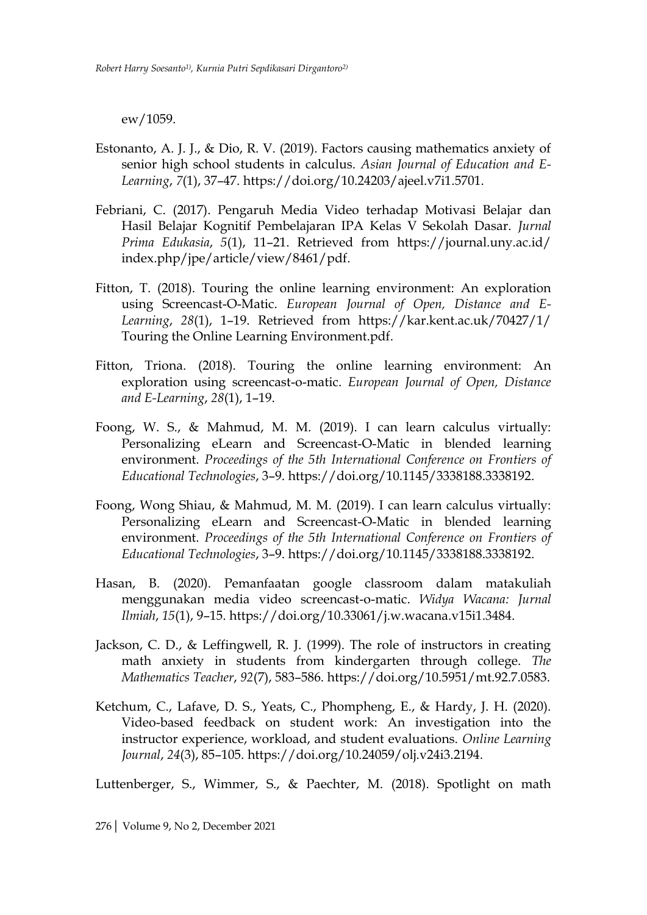ew/1059.

Estonanto, A. J. J., & Dio, R. V. (2019). Factors causing mathematics anxiety of senior high school students in calculus. *Asian Journal of Education and E-Learning*, *7*(1), 37–47. https://doi.org/10.24203/ajeel.v7i1.5701.

Febriani, C. (2017). Pengaruh Media Video terhadap Motivasi Belajar dan Hasil Belajar Kognitif Pembelajaran IPA Kelas V Sekolah Dasar. *Jurnal Prima Edukasia*, *5*(1), 11–21. Retrieved from https://journal.uny.ac.id/index.php/jpe/article/view/8461/pdf.

Fitton, T. (2018). Touring the online learning environment: An exploration using Screencast-O-Matic. *European Journal of Open, Distance and E-Learning*, *28*(1), 1–19. Retrieved from https://kar.kent.ac.uk/70427/1/Touring the Online Learning Environment.pdf.

Fitton, Triona. (2018). Touring the online learning environment: An exploration using screencast-o-matic. *European Journal of Open, Distance and E-Learning*, *28*(1), 1–19.

Foong, W. S., & Mahmud, M. M. (2019). I can learn calculus virtually: Personalizing eLearn and Screencast-O-Matic in blended learning environment. *Proceedings of the 5th International Conference on Frontiers of Educational Technologies*, 3–9. https://doi.org/10.1145/3338188.3338192.

Foong, Wong Shiau, & Mahmud, M. M. (2019). I can learn calculus virtually: Personalizing eLearn and Screencast-O-Matic in blended learning environment. *Proceedings of the 5th International Conference on Frontiers of Educational Technologies*, 3–9. https://doi.org/10.1145/3338188.3338192.

Hasan, B. (2020). Pemanfaatan google classroom dalam matakuliah menggunakan media video screencast-o-matic. *Widya Wacana: Jurnal Ilmiah*, *15*(1), 9–15. https://doi.org/10.33061/j.w.wacana.v15i1.3484.

Jackson, C. D., & Leffingwell, R. J. (1999). The role of instructors in creating math anxiety in students from kindergarten through college. *The Mathematics Teacher*, *92*(7), 583–586. https://doi.org/10.5951/mt.92.7.0583.

Ketchum, C., Lafave, D. S., Yeats, C., Phompheng, E., & Hardy, J. H. (2020). Video-based feedback on student work: An investigation into the instructor experience, workload, and student evaluations. *Online Learning Journal*, *24*(3), 85–105. https://doi.org/10.24059/olj.v24i3.2194.

Luttenberger, S., Wimmer, S., & Paechter, M. (2018). Spotlight on math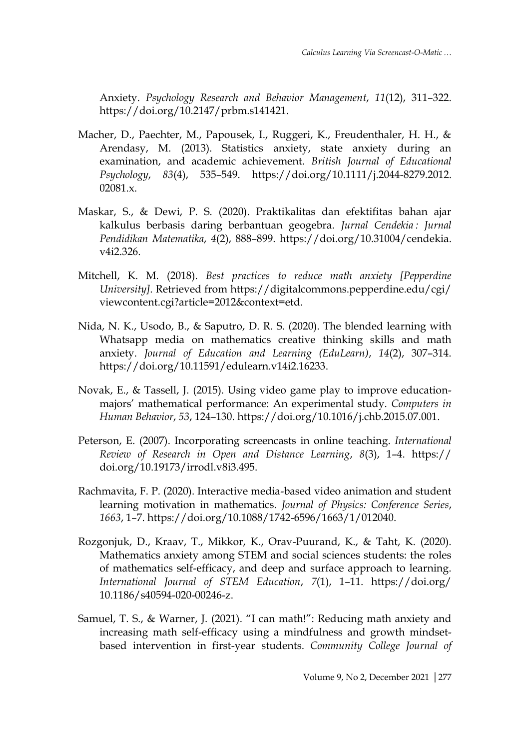Anxiety. *Psychology Research and Behavior Management*, *11*(12), 311–322. https://doi.org/10.2147/prbm.s141421.

Macher, D., Paechter, M., Papousek, I., Ruggeri, K., Freudenthaler, H. H., & Arendasy, M. (2013). Statistics anxiety, state anxiety during an examination, and academic achievement. *British Journal of Educational Psychology*, *83*(4), 535–549. https://doi.org/10.1111/j.2044-8279.2012.02081.x.

Maskar, S., & Dewi, P. S. (2020). Praktikalitas dan efektifitas bahan ajar kalkulus berbasis daring berbantuan geogebra. *Jurnal Cendekia : Jurnal Pendidikan Matematika*, *4*(2), 888–899. https://doi.org/10.31004/cendekia.v4i2.326.

Mitchell, K. M. (2018). *Best practices to reduce math anxiety [Pepperdine University]*. Retrieved from https://digitalcommons.pepperdine.edu/cgi/viewcontent.cgi?article=2012&context=etd.

Nida, N. K., Usodo, B., & Saputro, D. R. S. (2020). The blended learning with Whatsapp media on mathematics creative thinking skills and math anxiety. *Journal of Education and Learning (EduLearn)*, *14*(2), 307–314. https://doi.org/10.11591/edulearn.v14i2.16233.

Novak, E., & Tassell, J. (2015). Using video game play to improve education-majors' mathematical performance: An experimental study. *Computers in Human Behavior*, *53*, 124–130. https://doi.org/10.1016/j.chb.2015.07.001.

Peterson, E. (2007). Incorporating screencasts in online teaching. *International Review of Research in Open and Distance Learning*, *8*(3), 1–4. https://doi.org/10.19173/irrodl.v8i3.495.

Rachmavita, F. P. (2020). Interactive media-based video animation and student learning motivation in mathematics. *Journal of Physics: Conference Series*, *1663*, 1–7. https://doi.org/10.1088/1742-6596/1663/1/012040.

Rozgonjuk, D., Kraav, T., Mikkor, K., Orav-Puurand, K., & Taht, K. (2020). Mathematics anxiety among STEM and social sciences students: the roles of mathematics self-efficacy, and deep and surface approach to learning. *International Journal of STEM Education*, *7*(1), 1–11. https://doi.org/10.1186/s40594-020-00246-z.

Samuel, T. S., & Warner, J. (2021). "I can math!": Reducing math anxiety and increasing math self-efficacy using a mindfulness and growth mindset-based intervention in first-year students. *Community College Journal of*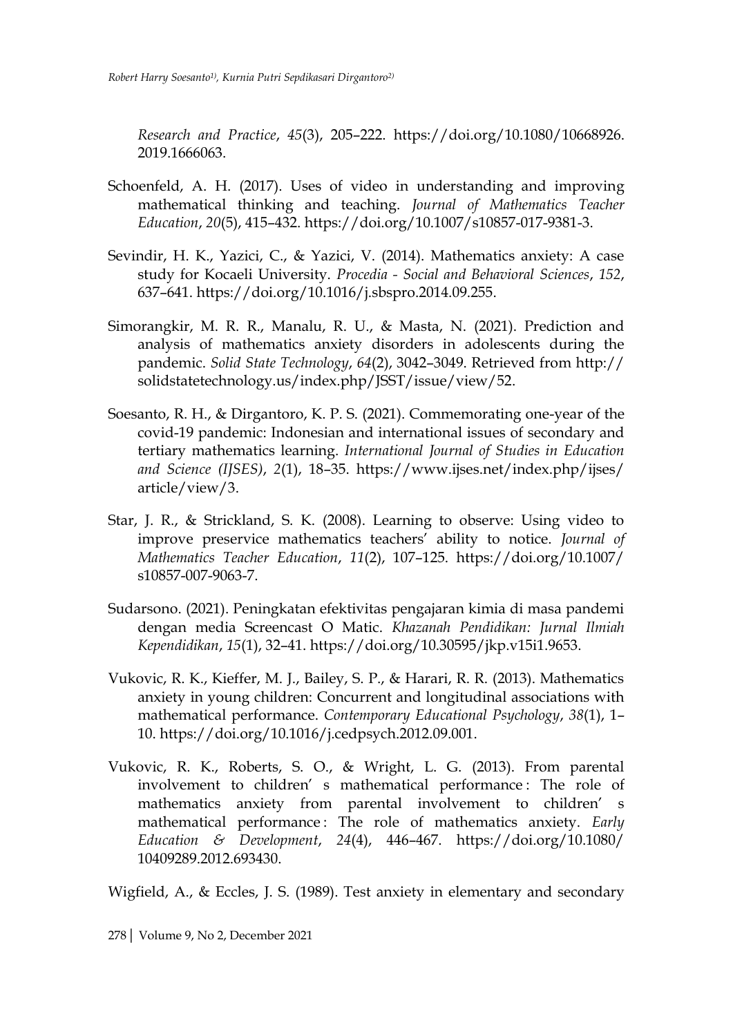*Research and Practice*, *45*(3), 205–222. https://doi.org/10.1080/10668926.2019.1666063.

Schoenfeld, A. H. (2017). Uses of video in understanding and improving mathematical thinking and teaching. *Journal of Mathematics Teacher Education*, *20*(5), 415–432. https://doi.org/10.1007/s10857-017-9381-3.

Sevindir, H. K., Yazici, C., & Yazici, V. (2014). Mathematics anxiety: A case study for Kocaeli University. *Procedia - Social and Behavioral Sciences*, *152*, 637–641. https://doi.org/10.1016/j.sbspro.2014.09.255.

Simorangkir, M. R. R., Manalu, R. U., & Masta, N. (2021). Prediction and analysis of mathematics anxiety disorders in adolescents during the pandemic. *Solid State Technology*, *64*(2), 3042–3049. Retrieved from http://solidstatetechnology.us/index.php/JSST/issue/view/52.

Soesanto, R. H., & Dirgantoro, K. P. S. (2021). Commemorating one-year of the covid-19 pandemic: Indonesian and international issues of secondary and tertiary mathematics learning. *International Journal of Studies in Education and Science (IJSES)*, *2*(1), 18–35. https://www.ijses.net/index.php/ijses/article/view/3.

Star, J. R., & Strickland, S. K. (2008). Learning to observe: Using video to improve preservice mathematics teachers' ability to notice. *Journal of Mathematics Teacher Education*, *11*(2), 107–125. https://doi.org/10.1007/s10857-007-9063-7.

Sudarsono. (2021). Peningkatan efektivitas pengajaran kimia di masa pandemi dengan media Screencast O Matic. *Khazanah Pendidikan: Jurnal Ilmiah Kependidikan*, *15*(1), 32–41. https://doi.org/10.30595/jkp.v15i1.9653.

Vukovic, R. K., Kieffer, M. J., Bailey, S. P., & Harari, R. R. (2013). Mathematics anxiety in young children: Concurrent and longitudinal associations with mathematical performance. *Contemporary Educational Psychology*, *38*(1), 1–10. https://doi.org/10.1016/j.cedpsych.2012.09.001.

Vukovic, R. K., Roberts, S. O., & Wright, L. G. (2013). From parental involvement to children' s mathematical performance : The role of mathematics anxiety from parental involvement to children' s mathematical performance : The role of mathematics anxiety. *Early Education & Development*, *24*(4), 446–467. https://doi.org/10.1080/10409289.2012.693430.

Wigfield, A., & Eccles, J. S. (1989). Test anxiety in elementary and secondary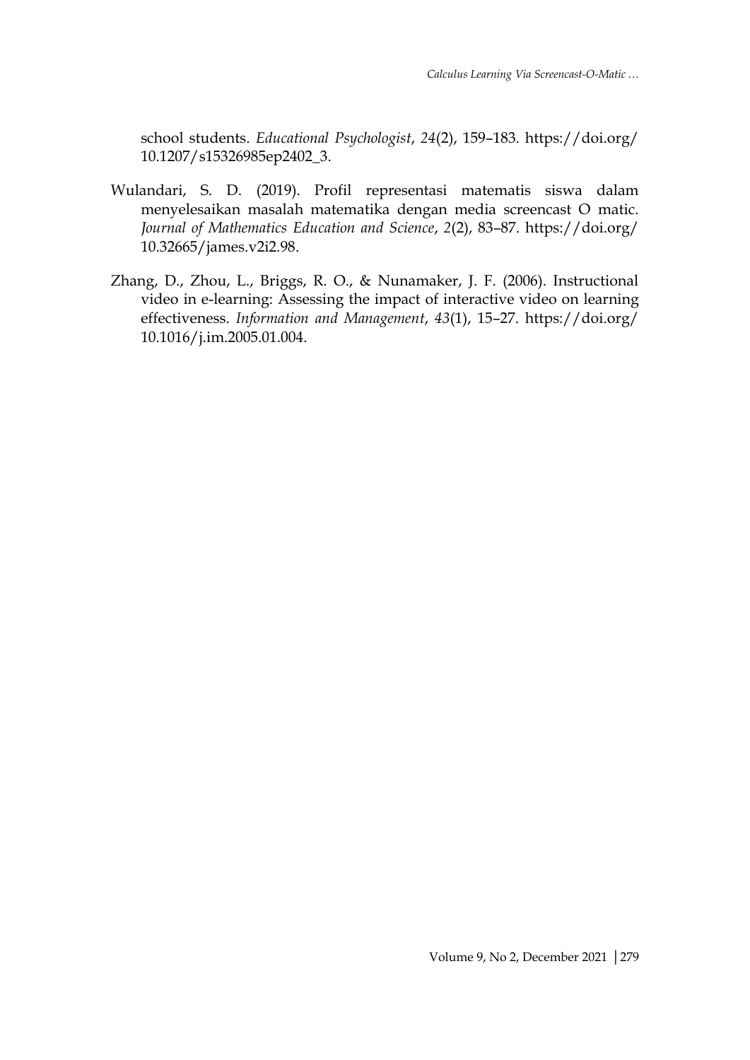school students. *Educational Psychologist*, *24*(2), 159–183. https://doi.org/10.1207/s15326985ep2402_3.

Wulandari, S. D. (2019). Profil representasi matematis siswa dalam menyelesaikan masalah matematika dengan media screencast O matic. *Journal of Mathematics Education and Science*, *2*(2), 83–87. https://doi.org/10.32665/james.v2i2.98.

Zhang, D., Zhou, L., Briggs, R. O., & Nunamaker, J. F. (2006). Instructional video in e-learning: Assessing the impact of interactive video on learning effectiveness. *Information and Management*, *43*(1), 15–27. https://doi.org/10.1016/j.im.2005.01.004.